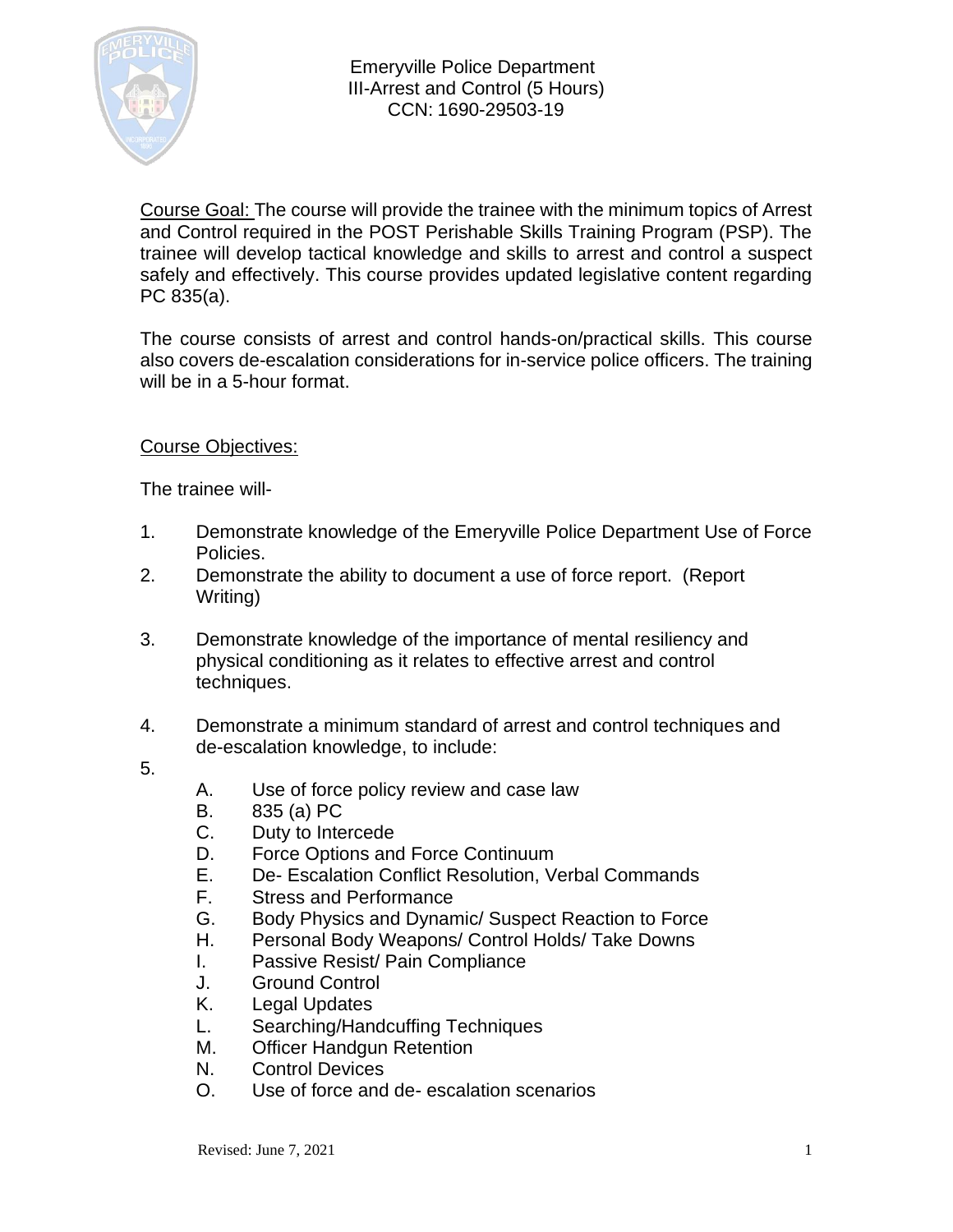Emeryville Police Department
III-Arrest and Control (5 Hours)
CCN: 1690-29503-19

Course Goal: The course will provide the trainee with the minimum topics of Arrest and Control required in the POST Perishable Skills Training Program (PSP). The trainee will develop tactical knowledge and skills to arrest and control a suspect safely and effectively. This course provides updated legislative content regarding PC 835(a).

The course consists of arrest and control hands-on/practical skills. This course also covers de-escalation considerations for in-service police officers. The training will be in a 5-hour format.

Course Objectives:

The trainee will-

1. Demonstrate knowledge of the Emeryville Police Department Use of Force Policies.
2. Demonstrate the ability to document a use of force report. (Report Writing)
3. Demonstrate knowledge of the importance of mental resiliency and physical conditioning as it relates to effective arrest and control techniques.
4. Demonstrate a minimum standard of arrest and control techniques and de-escalation knowledge, to include:
5.
   - A. Use of force policy review and case law
   - B. 835 (a) PC
   - C. Duty to Intercede
   - D. Force Options and Force Continuum
   - E. De- Escalation Conflict Resolution, Verbal Commands
   - F. Stress and Performance
   - G. Body Physics and Dynamic/ Suspect Reaction to Force
   - H. Personal Body Weapons/ Control Holds/ Take Downs
   - I. Passive Resist/ Pain Compliance
   - J. Ground Control
   - K. Legal Updates
   - L. Searching/Handcuffing Techniques
   - M. Officer Handgun Retention
   - N. Control Devices
   - O. Use of force and de- escalation scenarios

Revised: June 7, 2021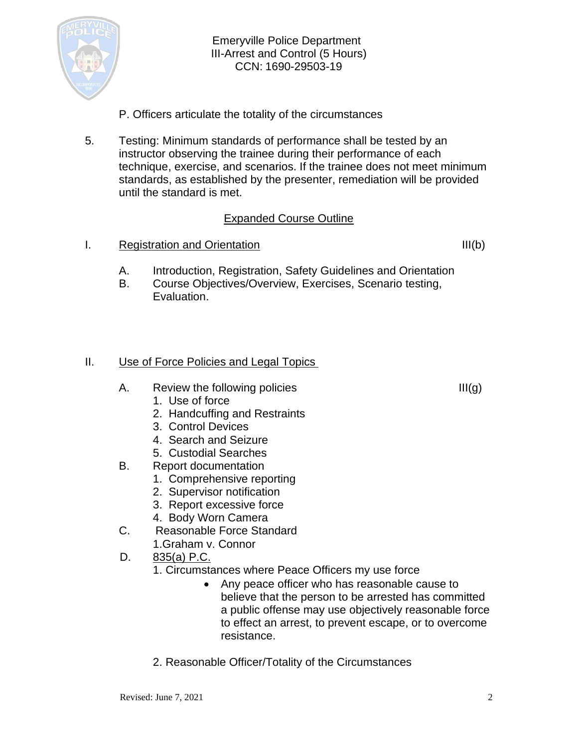P. Officers articulate the totality of the circumstances

5. Testing: Minimum standards of performance shall be tested by an instructor observing the trainee during their performance of each technique, exercise, and scenarios. If the trainee does not meet minimum standards, as established by the presenter, remediation will be provided until the standard is met.

## Expanded Course Outline

I. Registration and Orientation III(b)

A. Introduction, Registration, Safety Guidelines and Orientation
B. Course Objectives/Overview, Exercises, Scenario testing, Evaluation.

II. Use of Force Policies and Legal Topics

A. Review the following policies III(g)
   1. Use of force
   2. Handcuffing and Restraints
   3. Control Devices
   4. Search and Seizure
   5. Custodial Searches

B. Report documentation
   1. Comprehensive reporting
   2. Supervisor notification
   3. Report excessive force
   4. Body Worn Camera

C. Reasonable Force Standard
   1. Graham v. Connor

D. 835(a) P.C.
   1. Circumstances where Peace Officers my use force
      - Any peace officer who has reasonable cause to believe that the person to be arrested has committed a public offense may use objectively reasonable force to effect an arrest, to prevent escape, or to overcome resistance.

   2. Reasonable Officer/Totality of the Circumstances

Revised: June 7, 2021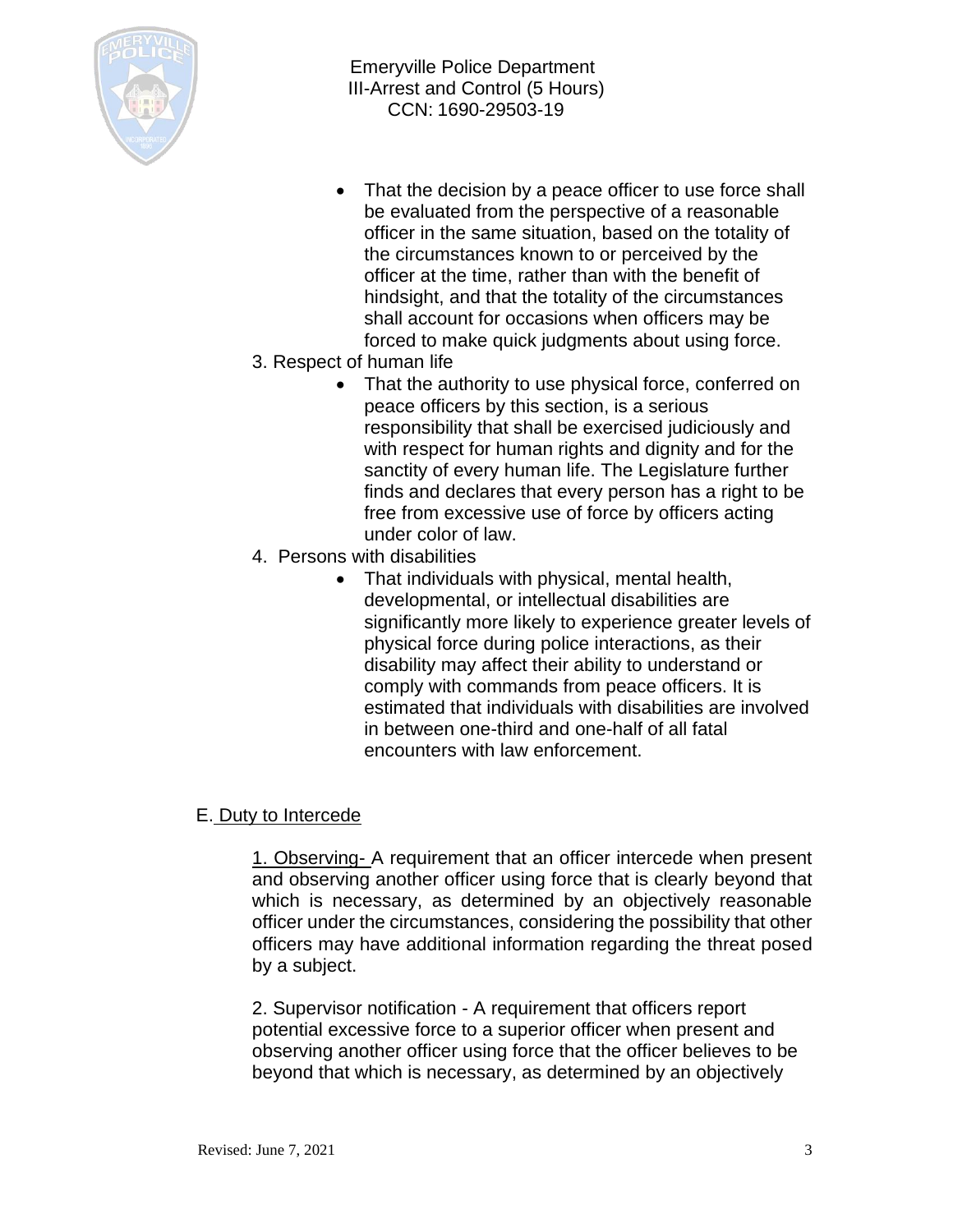- That the decision by a peace officer to use force shall be evaluated from the perspective of a reasonable officer in the same situation, based on the totality of the circumstances known to or perceived by the officer at the time, rather than with the benefit of hindsight, and that the totality of the circumstances shall account for occasions when officers may be forced to make quick judgments about using force.

3. Respect of human life
   - That the authority to use physical force, conferred on peace officers by this section, is a serious responsibility that shall be exercised judiciously and with respect for human rights and dignity and for the sanctity of every human life. The Legislature further finds and declares that every person has a right to be free from excessive use of force by officers acting under color of law.

4. Persons with disabilities
   - That individuals with physical, mental health, developmental, or intellectual disabilities are significantly more likely to experience greater levels of physical force during police interactions, as their disability may affect their ability to understand or comply with commands from peace officers. It is estimated that individuals with disabilities are involved in between one-third and one-half of all fatal encounters with law enforcement.

E. Duty to Intercede

1. Observing- A requirement that an officer intercede when present and observing another officer using force that is clearly beyond that which is necessary, as determined by an objectively reasonable officer under the circumstances, considering the possibility that other officers may have additional information regarding the threat posed by a subject.

2. Supervisor notification - A requirement that officers report potential excessive force to a superior officer when present and observing another officer using force that the officer believes to be beyond that which is necessary, as determined by an objectively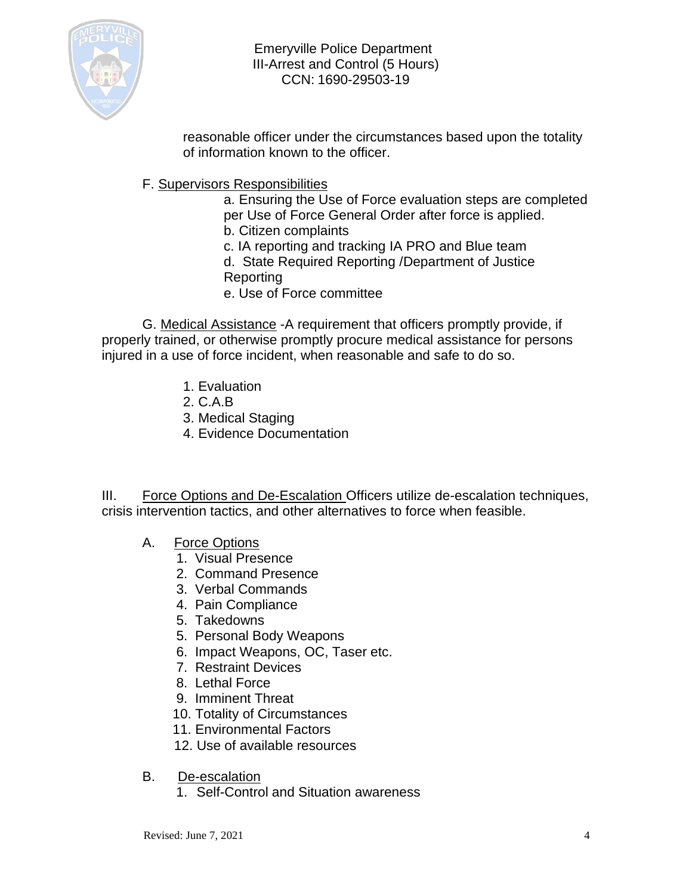reasonable officer under the circumstances based upon the totality of information known to the officer.

F. <u>Supervisors Responsibilities</u>

a. Ensuring the Use of Force evaluation steps are completed per Use of Force General Order after force is applied.
b. Citizen complaints
c. IA reporting and tracking IA PRO and Blue team
d. State Required Reporting /Department of Justice Reporting
e. Use of Force committee

G. <u>Medical Assistance</u> -A requirement that officers promptly provide, if properly trained, or otherwise promptly procure medical assistance for persons injured in a use of force incident, when reasonable and safe to do so.

1. Evaluation
2. C.A.B
3. Medical Staging
4. Evidence Documentation

III. <u>Force Options and De-Escalation</u> Officers utilize de-escalation techniques, crisis intervention tactics, and other alternatives to force when feasible.

A. <u>Force Options</u>

1. Visual Presence
2. Command Presence
3. Verbal Commands
4. Pain Compliance
5. Takedowns
5. Personal Body Weapons
6. Impact Weapons, OC, Taser etc.
7. Restraint Devices
8. Lethal Force
9. Imminent Threat
10. Totality of Circumstances
11. Environmental Factors
12. Use of available resources

B. <u>De-escalation</u>

1. Self-Control and Situation awareness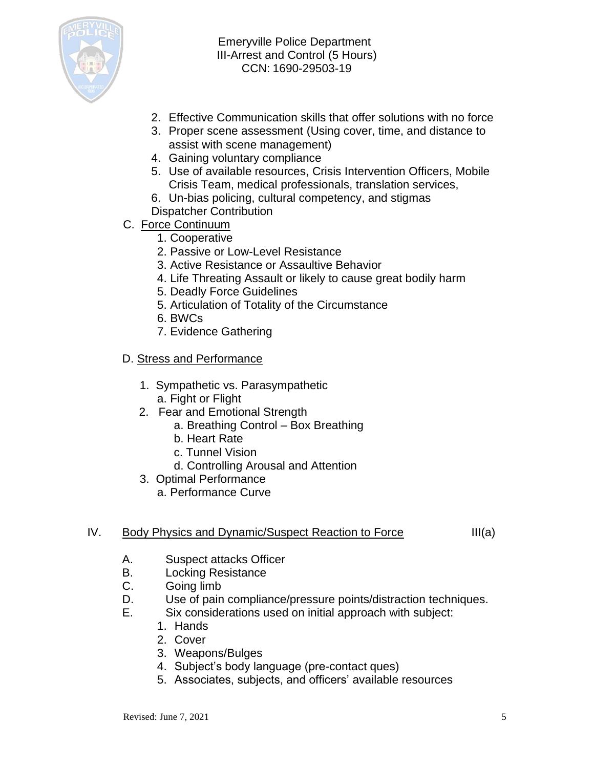2. Effective Communication skills that offer solutions with no force
3. Proper scene assessment (Using cover, time, and distance to assist with scene management)
4. Gaining voluntary compliance
5. Use of available resources, Crisis Intervention Officers, Mobile Crisis Team, medical professionals, translation services,
6. Un-bias policing, cultural competency, and stigmas

Dispatcher Contribution

C. <u>Force Continuum</u>

1. Cooperative
2. Passive or Low-Level Resistance
3. Active Resistance or Assaultive Behavior
4. Life Threating Assault or likely to cause great bodily harm
5. Deadly Force Guidelines
5. Articulation of Totality of the Circumstance
6. BWCs
7. Evidence Gathering

D. <u>Stress and Performance</u>

1. Sympathetic vs. Parasympathetic
   a. Fight or Flight
2. Fear and Emotional Strength
   a. Breathing Control – Box Breathing
   b. Heart Rate
   c. Tunnel Vision
   d. Controlling Arousal and Attention
3. Optimal Performance
   a. Performance Curve

IV. <u>Body Physics and Dynamic/Suspect Reaction to Force</u> III(a)

A. Suspect attacks Officer
B. Locking Resistance
C. Going limb
D. Use of pain compliance/pressure points/distraction techniques.
E. Six considerations used on initial approach with subject:
   1. Hands
   2. Cover
   3. Weapons/Bulges
   4. Subject's body language (pre-contact ques)
   5. Associates, subjects, and officers' available resources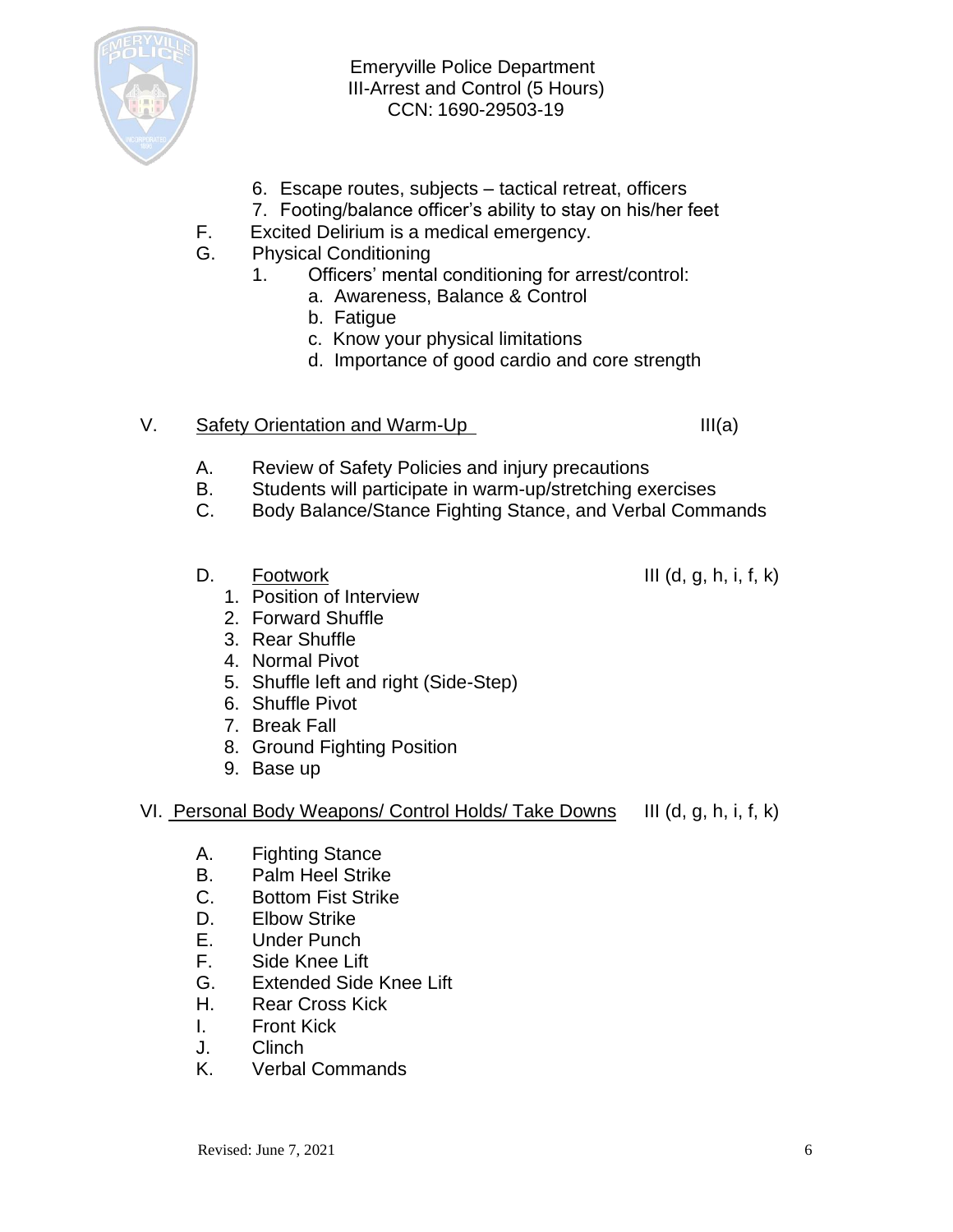6. Escape routes, subjects – tactical retreat, officers
7. Footing/balance officer's ability to stay on his/her feet

F. Excited Delirium is a medical emergency.

G. Physical Conditioning

1. Officers' mental conditioning for arrest/control:
   a. Awareness, Balance & Control
   b. Fatigue
   c. Know your physical limitations
   d. Importance of good cardio and core strength

## V. <u>Safety Orientation and Warm-Up</u> III(a)

A. Review of Safety Policies and injury precautions

B. Students will participate in warm-up/stretching exercises

C. Body Balance/Stance Fighting Stance, and Verbal Commands

D. <u>Footwork</u> III (d, g, h, i, f, k)

1. Position of Interview
2. Forward Shuffle
3. Rear Shuffle
4. Normal Pivot
5. Shuffle left and right (Side-Step)
6. Shuffle Pivot
7. Break Fall
8. Ground Fighting Position
9. Base up

## VI. <u>Personal Body Weapons/ Control Holds/ Take Downs</u> III (d, g, h, i, f, k)

A. Fighting Stance

B. Palm Heel Strike

C. Bottom Fist Strike

D. Elbow Strike

E. Under Punch

F. Side Knee Lift

G. Extended Side Knee Lift

H. Rear Cross Kick

I. Front Kick

J. Clinch

K. Verbal Commands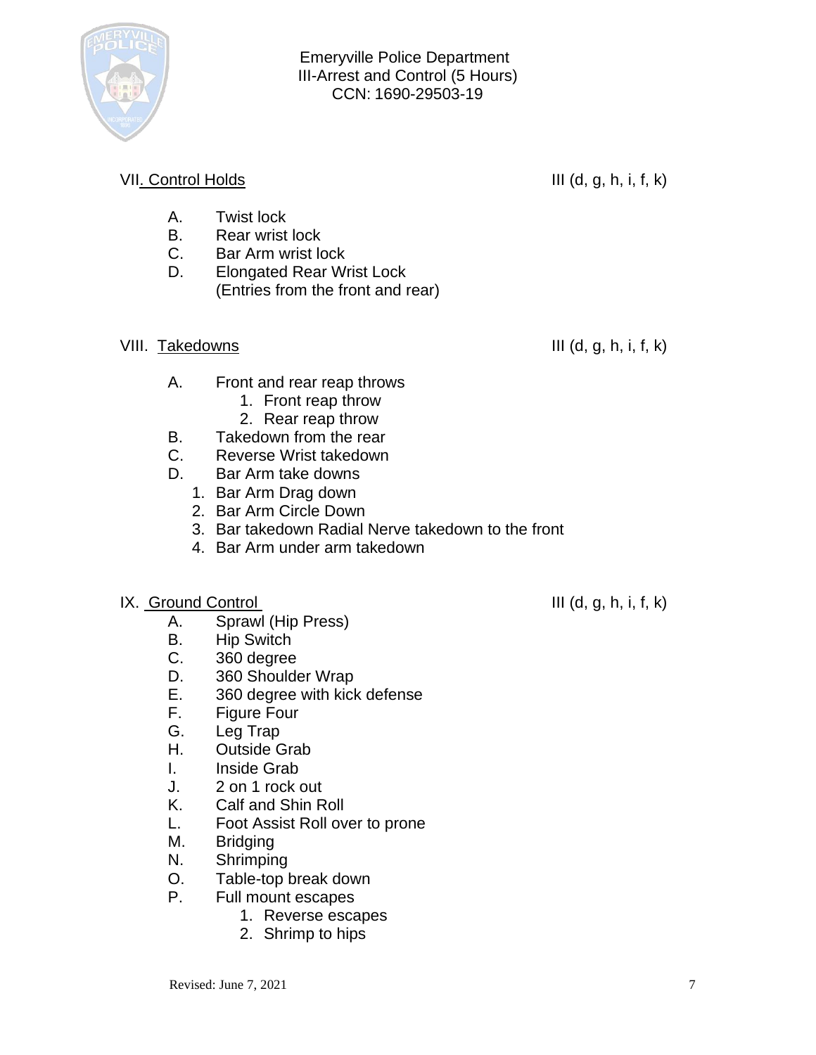Emeryville Police Department
III-Arrest and Control (5 Hours)
CCN: 1690-29503-19

## VII. Control Holds — III (d, g, h, i, f, k)

A. Twist lock
B. Rear wrist lock
C. Bar Arm wrist lock
D. Elongated Rear Wrist Lock
(Entries from the front and rear)

## VIII. Takedowns — III (d, g, h, i, f, k)

A. Front and rear reap throws
   1. Front reap throw
   2. Rear reap throw
B. Takedown from the rear
C. Reverse Wrist takedown
D. Bar Arm take downs
   1. Bar Arm Drag down
   2. Bar Arm Circle Down
   3. Bar takedown Radial Nerve takedown to the front
   4. Bar Arm under arm takedown

## IX. Ground Control — III (d, g, h, i, f, k)

A. Sprawl (Hip Press)
B. Hip Switch
C. 360 degree
D. 360 Shoulder Wrap
E. 360 degree with kick defense
F. Figure Four
G. Leg Trap
H. Outside Grab
I. Inside Grab
J. 2 on 1 rock out
K. Calf and Shin Roll
L. Foot Assist Roll over to prone
M. Bridging
N. Shrimping
O. Table-top break down
P. Full mount escapes
   1. Reverse escapes
   2. Shrimp to hips

Revised: June 7, 2021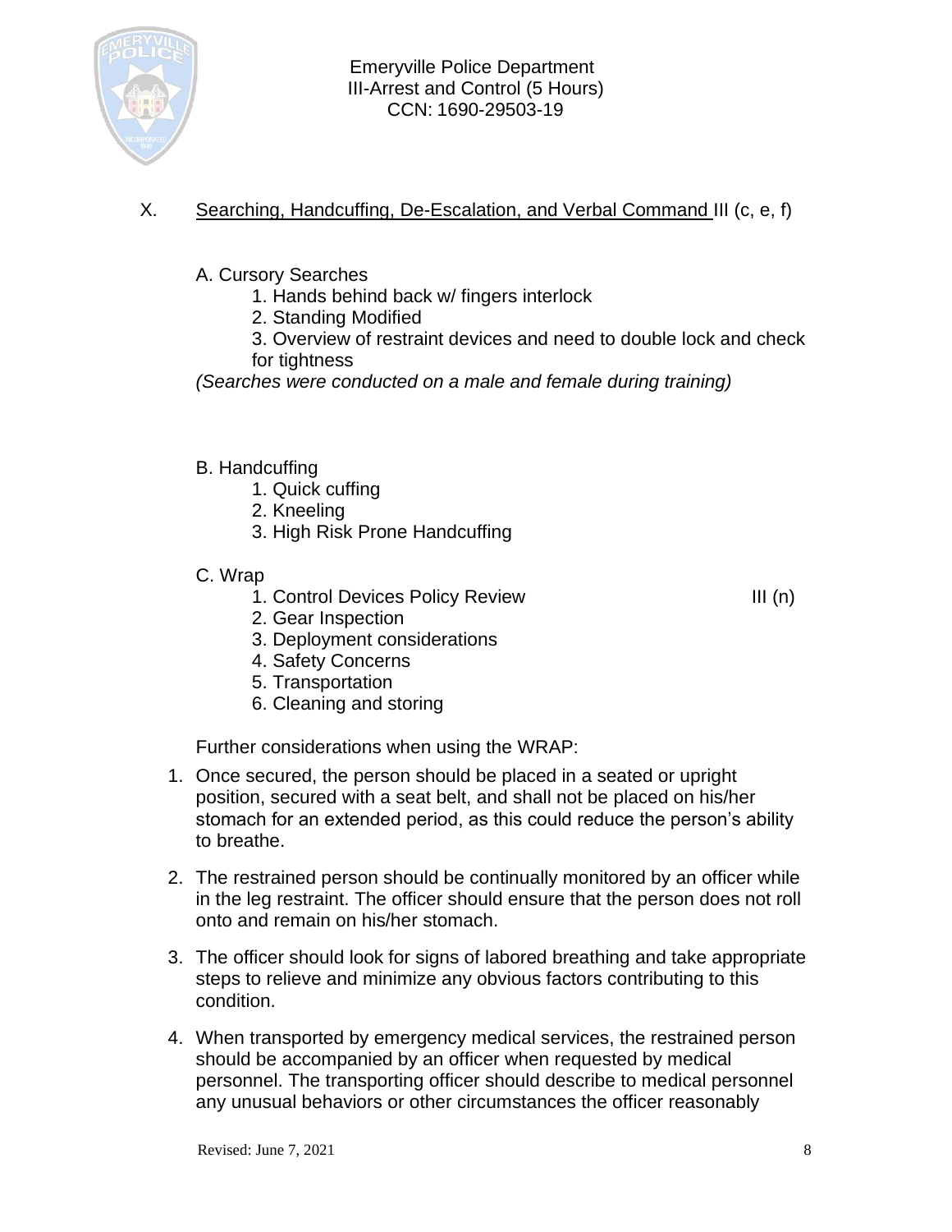X. Searching, Handcuffing, De-Escalation, and Verbal Command III (c, e, f)

A. Cursory Searches

1. Hands behind back w/ fingers interlock
2. Standing Modified
3. Overview of restraint devices and need to double lock and check for tightness

*(Searches were conducted on a male and female during training)*

B. Handcuffing

1. Quick cuffing
2. Kneeling
3. High Risk Prone Handcuffing

C. Wrap

1. Control Devices Policy Review III (n)
2. Gear Inspection
3. Deployment considerations
4. Safety Concerns
5. Transportation
6. Cleaning and storing

Further considerations when using the WRAP:

1. Once secured, the person should be placed in a seated or upright position, secured with a seat belt, and shall not be placed on his/her stomach for an extended period, as this could reduce the person's ability to breathe.
2. The restrained person should be continually monitored by an officer while in the leg restraint. The officer should ensure that the person does not roll onto and remain on his/her stomach.
3. The officer should look for signs of labored breathing and take appropriate steps to relieve and minimize any obvious factors contributing to this condition.
4. When transported by emergency medical services, the restrained person should be accompanied by an officer when requested by medical personnel. The transporting officer should describe to medical personnel any unusual behaviors or other circumstances the officer reasonably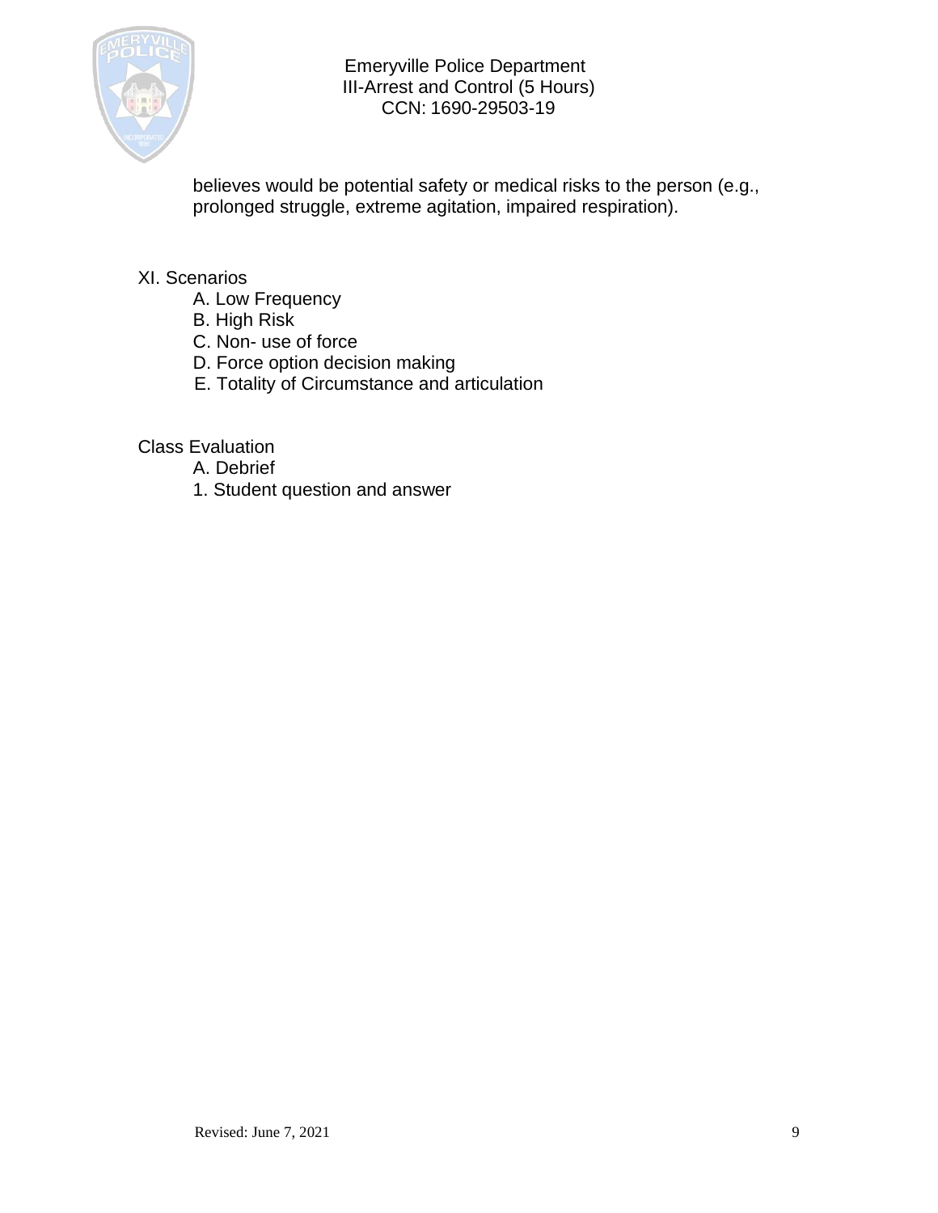believes would be potential safety or medical risks to the person (e.g., prolonged struggle, extreme agitation, impaired respiration).

XI. Scenarios

A. Low Frequency
B. High Risk
C. Non- use of force
D. Force option decision making
E. Totality of Circumstance and articulation

Class Evaluation

A. Debrief
1. Student question and answer